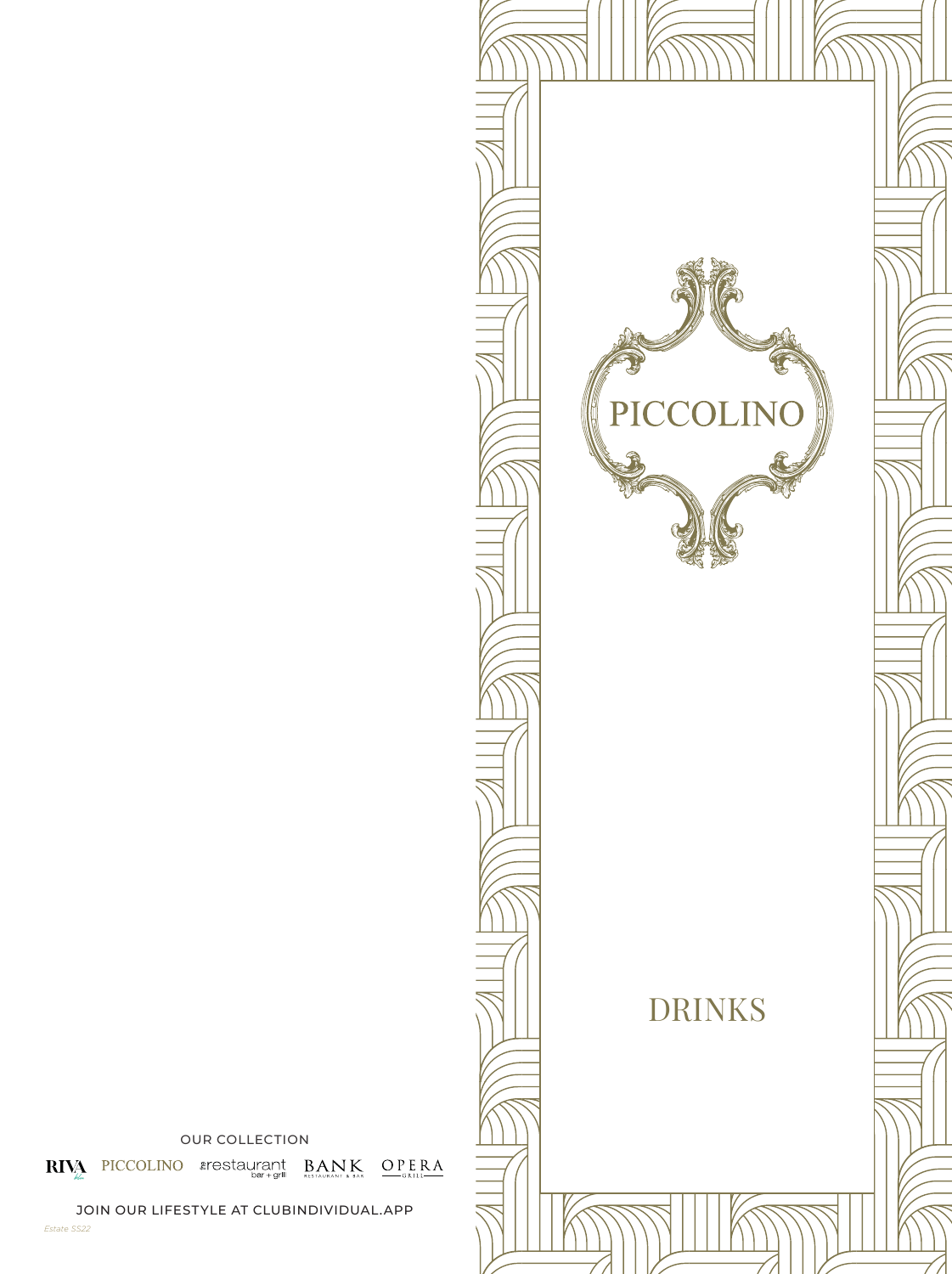# PICCOLINO

## DRINKS

OUR COLLECTION

RIVA PICCOLINO the restaurant bar + grill BANK RESTAURANT & BAR OPERA GRILL

JOIN OUR LIFESTYLE AT CLUBINDIVIDUAL.APP

*Estate SS22*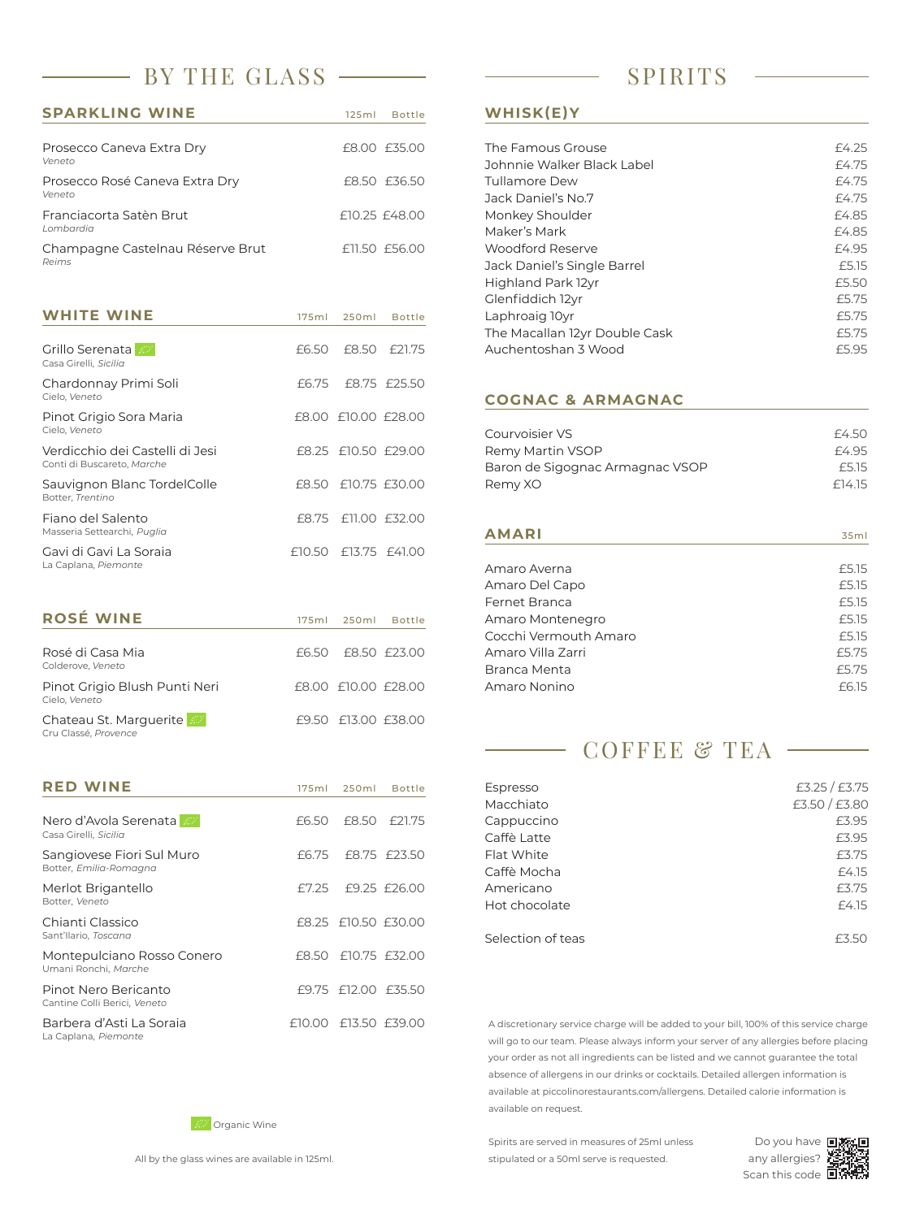# BY THE GLASS

## SPARKLING WINE

| Wine | 125ml | Bottle |
| --- | --- | --- |
| Prosecco Caneva Extra Dry<br>*Veneto* | £8.00 | £35.00 |
| Prosecco Rosé Caneva Extra Dry<br>*Veneto* | £8.50 | £36.50 |
| Franciacorta Satèn Brut<br>*Lombardia* | £10.25 | £48.00 |
| Champagne Castelnau Réserve Brut<br>*Reims* | £11.50 | £56.00 |

## WHITE WINE

| Wine | 175ml | 250ml | Bottle |
| --- | --- | --- | --- |
| Grillo Serenata (Organic)<br>Casa Girelli, *Sicilia* | £6.50 | £8.50 | £21.75 |
| Chardonnay Primi Soli<br>Cielo, *Veneto* | £6.75 | £8.75 | £25.50 |
| Pinot Grigio Sora Maria<br>Cielo, *Veneto* | £8.00 | £10.00 | £28.00 |
| Verdicchio dei Castelli di Jesi<br>Conti di Buscareto, *Marche* | £8.25 | £10.50 | £29.00 |
| Sauvignon Blanc TordelColle<br>Botter, *Trentino* | £8.50 | £10.75 | £30.00 |
| Fiano del Salento<br>Masseria Settearchi, *Puglia* | £8.75 | £11.00 | £32.00 |
| Gavi di Gavi La Soraia<br>La Caplana, *Piemonte* | £10.50 | £13.75 | £41.00 |

## ROSÉ WINE

| Wine | 175ml | 250ml | Bottle |
| --- | --- | --- | --- |
| Rosé di Casa Mia<br>Colderove, *Veneto* | £6.50 | £8.50 | £23.00 |
| Pinot Grigio Blush Punti Neri<br>Cielo, *Veneto* | £8.00 | £10.00 | £28.00 |
| Chateau St. Marguerite (Organic)<br>Cru Classé, *Provence* | £9.50 | £13.00 | £38.00 |

## RED WINE

| Wine | 175ml | 250ml | Bottle |
| --- | --- | --- | --- |
| Nero d'Avola Serenata (Organic)<br>Casa Girelli, *Sicilia* | £6.50 | £8.50 | £21.75 |
| Sangiovese Fiori Sul Muro<br>Botter, *Emilia-Romagna* | £6.75 | £8.75 | £23.50 |
| Merlot Brigantello<br>Botter, *Veneto* | £7.25 | £9.25 | £26.00 |
| Chianti Classico<br>Sant'Ilario, *Toscana* | £8.25 | £10.50 | £30.00 |
| Montepulciano Rosso Conero<br>Umani Ronchi, *Marche* | £8.50 | £10.75 | £32.00 |
| Pinot Nero Bericanto<br>Cantine Colli Berici, *Veneto* | £9.75 | £12.00 | £35.50 |
| Barbera d'Asti La Soraia<br>La Caplana, *Piemonte* | £10.00 | £13.50 | £39.00 |

Organic Wine

All by the glass wines are available in 125ml.

# SPIRITS

## WHISK(E)Y

| Whisk(e)y | Price |
| --- | --- |
| The Famous Grouse | £4.25 |
| Johnnie Walker Black Label | £4.75 |
| Tullamore Dew | £4.75 |
| Jack Daniel's No.7 | £4.75 |
| Monkey Shoulder | £4.85 |
| Maker's Mark | £4.85 |
| Woodford Reserve | £4.95 |
| Jack Daniel's Single Barrel | £5.15 |
| Highland Park 12yr | £5.50 |
| Glenfiddich 12yr | £5.75 |
| Laphroaig 10yr | £5.75 |
| The Macallan 12yr Double Cask | £5.75 |
| Auchentoshan 3 Wood | £5.95 |

## COGNAC & ARMAGNAC

| Cognac & Armagnac | Price |
| --- | --- |
| Courvoisier VS | £4.50 |
| Remy Martin VSOP | £4.95 |
| Baron de Sigognac Armagnac VSOP | £5.15 |
| Remy XO | £14.15 |

## AMARI

| Amari | 35ml |
| --- | --- |
| Amaro Averna | £5.15 |
| Amaro Del Capo | £5.15 |
| Fernet Branca | £5.15 |
| Amaro Montenegro | £5.15 |
| Cocchi Vermouth Amaro | £5.15 |
| Amaro Villa Zarri | £5.75 |
| Branca Menta | £5.75 |
| Amaro Nonino | £6.15 |

# COFFEE & TEA

| Coffee & Tea | Price |
| --- | --- |
| Espresso | £3.25 / £3.75 |
| Macchiato | £3.50 / £3.80 |
| Cappuccino | £3.95 |
| Caffè Latte | £3.95 |
| Flat White | £3.75 |
| Caffè Mocha | £4.15 |
| Americano | £3.75 |
| Hot chocolate | £4.15 |
| Selection of teas | £3.50 |

A discretionary service charge will be added to your bill, 100% of this service charge will go to our team. Please always inform your server of any allergies before placing your order as not all ingredients can be listed and we cannot guarantee the total absence of allergens in our drinks or cocktails. Detailed allergen information is available at piccolinorestaurants.com/allergens. Detailed calorie information is available on request.

Spirits are served in measures of 25ml unless stipulated or a 50ml serve is requested.

Do you have any allergies? Scan this code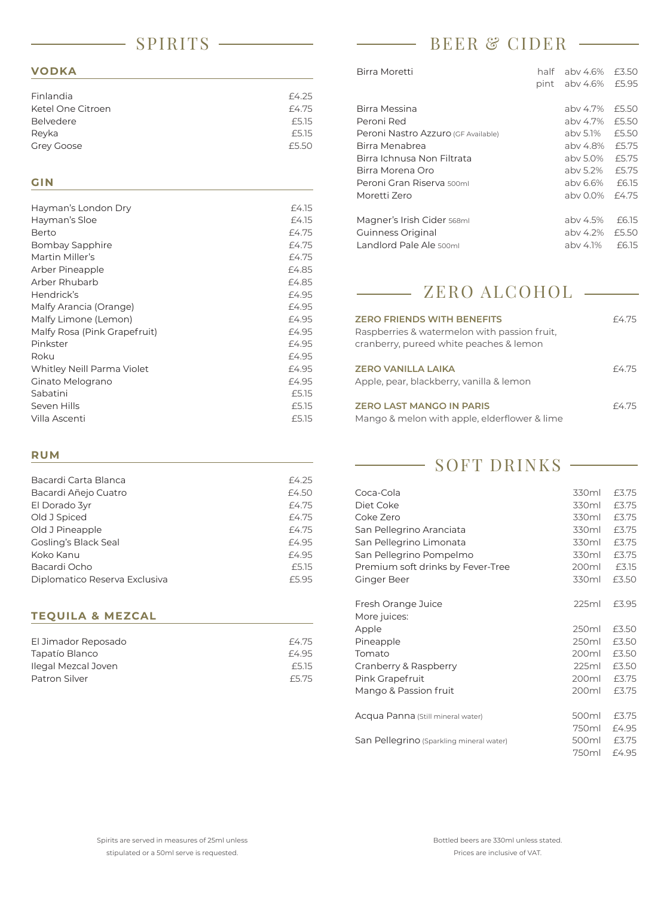# SPIRITS

## VODKA

| Item | Price |
|---|---|
| Finlandia | £4.25 |
| Ketel One Citroen | £4.75 |
| Belvedere | £5.15 |
| Reyka | £5.15 |
| Grey Goose | £5.50 |

## GIN

| Item | Price |
|---|---|
| Hayman's London Dry | £4.15 |
| Hayman's Sloe | £4.15 |
| Berto | £4.75 |
| Bombay Sapphire | £4.75 |
| Martin Miller's | £4.75 |
| Arber Pineapple | £4.85 |
| Arber Rhubarb | £4.85 |
| Hendrick's | £4.95 |
| Malfy Arancia (Orange) | £4.95 |
| Malfy Limone (Lemon) | £4.95 |
| Malfy Rosa (Pink Grapefruit) | £4.95 |
| Pinkster | £4.95 |
| Roku | £4.95 |
| Whitley Neill Parma Violet | £4.95 |
| Ginato Melograno | £4.95 |
| Sabatini | £5.15 |
| Seven Hills | £5.15 |
| Villa Ascenti | £5.15 |

## RUM

| Item | Price |
|---|---|
| Bacardi Carta Blanca | £4.25 |
| Bacardi Añejo Cuatro | £4.50 |
| El Dorado 3yr | £4.75 |
| Old J Spiced | £4.75 |
| Old J Pineapple | £4.75 |
| Gosling's Black Seal | £4.95 |
| Koko Kanu | £4.95 |
| Bacardi Ocho | £5.15 |
| Diplomatico Reserva Exclusiva | £5.95 |

## TEQUILA & MEZCAL

| Item | Price |
|---|---|
| El Jimador Reposado | £4.75 |
| Tapatío Blanco | £4.95 |
| Ilegal Mezcal Joven | £5.15 |
| Patron Silver | £5.75 |

Spirits are served in measures of 25ml unless stipulated or a 50ml serve is requested.

# BEER & CIDER

| Item | Size | ABV | Price |
|---|---|---|---|
| Birra Moretti | half | abv 4.6% | £3.50 |
| | pint | abv 4.6% | £5.95 |
| Birra Messina | | abv 4.7% | £5.50 |
| Peroni Red | | abv 4.7% | £5.50 |
| Peroni Nastro Azzuro (GF Available) | | abv 5.1% | £5.50 |
| Birra Menabrea | | abv 4.8% | £5.75 |
| Birra Ichnusa Non Filtrata | | abv 5.0% | £5.75 |
| Birra Morena Oro | | abv 5.2% | £5.75 |
| Peroni Gran Riserva 500ml | | abv 6.6% | £6.15 |
| Moretti Zero | | abv 0.0% | £4.75 |
| Magner's Irish Cider 568ml | | abv 4.5% | £6.15 |
| Guinness Original | | abv 4.2% | £5.50 |
| Landlord Pale Ale 500ml | | abv 4.1% | £6.15 |

# ZERO ALCOHOL

**ZERO FRIENDS WITH BENEFITS** — £4.75
Raspberries & watermelon with passion fruit, cranberry, pureed white peaches & lemon

**ZERO VANILLA LAIKA** — £4.75
Apple, pear, blackberry, vanilla & lemon

**ZERO LAST MANGO IN PARIS** — £4.75
Mango & melon with apple, elderflower & lime

# SOFT DRINKS

| Item | Size | Price |
|---|---|---|
| Coca-Cola | 330ml | £3.75 |
| Diet Coke | 330ml | £3.75 |
| Coke Zero | 330ml | £3.75 |
| San Pellegrino Aranciata | 330ml | £3.75 |
| San Pellegrino Limonata | 330ml | £3.75 |
| San Pellegrino Pompelmo | 330ml | £3.75 |
| Premium soft drinks by Fever-Tree | 200ml | £3.15 |
| Ginger Beer | 330ml | £3.50 |
| Fresh Orange Juice | 225ml | £3.95 |
| More juices: | | |
| Apple | 250ml | £3.50 |
| Pineapple | 250ml | £3.50 |
| Tomato | 200ml | £3.50 |
| Cranberry & Raspberry | 225ml | £3.50 |
| Pink Grapefruit | 200ml | £3.75 |
| Mango & Passion fruit | 200ml | £3.75 |
| Acqua Panna (Still mineral water) | 500ml | £3.75 |
| | 750ml | £4.95 |
| San Pellegrino (Sparkling mineral water) | 500ml | £3.75 |
| | 750ml | £4.95 |

Bottled beers are 330ml unless stated.
Prices are inclusive of VAT.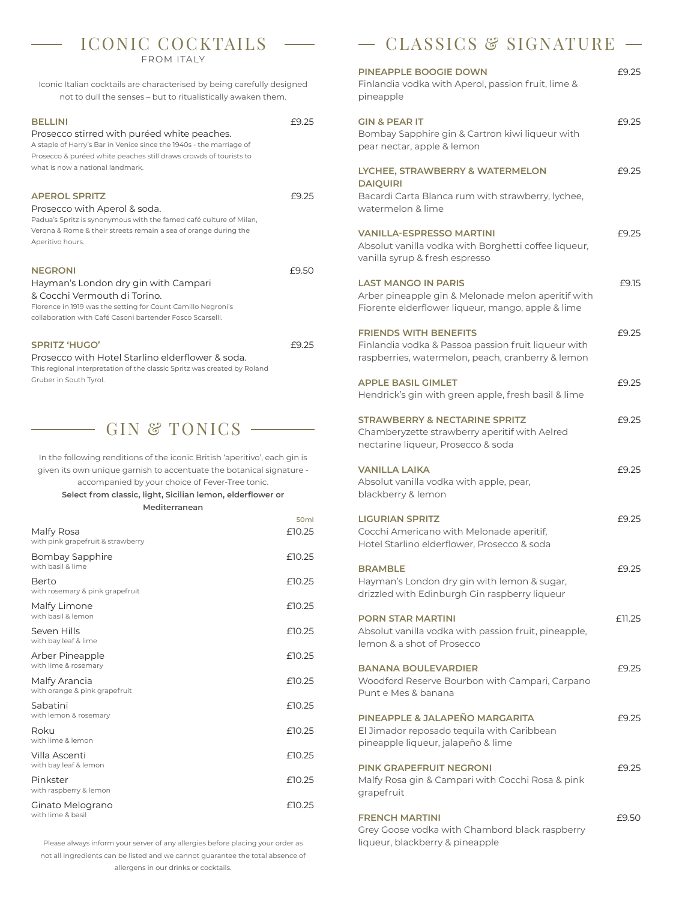## ICONIC COCKTAILS

FROM ITALY

Iconic Italian cocktails are characterised by being carefully designed not to dull the senses – but to ritualistically awaken them.

**BELLINI** £9.25

Prosecco stirred with puréed white peaches.

A staple of Harry's Bar in Venice since the 1940s - the marriage of Prosecco & puréed white peaches still draws crowds of tourists to what is now a national landmark.

**APEROL SPRITZ** £9.25

Prosecco with Aperol & soda.

Padua's Spritz is synonymous with the famed café culture of Milan, Verona & Rome & their streets remain a sea of orange during the Aperitivo hours.

**NEGRONI** £9.50

Hayman's London dry gin with Campari & Cocchi Vermouth di Torino.

Florence in 1919 was the setting for Count Camillo Negroni's collaboration with Café Casoni bartender Fosco Scarselli.

**SPRITZ 'HUGO'** £9.25

Prosecco with Hotel Starlino elderflower & soda.

This regional interpretation of the classic Spritz was created by Roland Gruber in South Tyrol.

## GIN & TONICS

In the following renditions of the iconic British 'aperitivo', each gin is given its own unique garnish to accentuate the botanical signature - accompanied by your choice of Fever-Tree tonic.

**Select from classic, light, Sicilian lemon, elderflower or Mediterranean**

| | 50ml |
|---|---|
| Malfy Rosa<br>with pink grapefruit & strawberry | £10.25 |
| Bombay Sapphire<br>with basil & lime | £10.25 |
| Berto<br>with rosemary & pink grapefruit | £10.25 |
| Malfy Limone<br>with basil & lemon | £10.25 |
| Seven Hills<br>with bay leaf & lime | £10.25 |
| Arber Pineapple<br>with lime & rosemary | £10.25 |
| Malfy Arancia<br>with orange & pink grapefruit | £10.25 |
| Sabatini<br>with lemon & rosemary | £10.25 |
| Roku<br>with lime & lemon | £10.25 |
| Villa Ascenti<br>with bay leaf & lemon | £10.25 |
| Pinkster<br>with raspberry & lemon | £10.25 |
| Ginato Melograno<br>with lime & basil | £10.25 |

Please always inform your server of any allergies before placing your order as not all ingredients can be listed and we cannot guarantee the total absence of allergens in our drinks or cocktails.

## CLASSICS & SIGNATURE

**PINEAPPLE BOOGIE DOWN** £9.25

Finlandia vodka with Aperol, passion fruit, lime & pineapple

**GIN & PEAR IT** £9.25

Bombay Sapphire gin & Cartron kiwi liqueur with pear nectar, apple & lemon

**LYCHEE, STRAWBERRY & WATERMELON DAIQUIRI** £9.25

Bacardi Carta Blanca rum with strawberry, lychee, watermelon & lime

**VANILLA-ESPRESSO MARTINI** £9.25

Absolut vanilla vodka with Borghetti coffee liqueur, vanilla syrup & fresh espresso

**LAST MANGO IN PARIS** £9.15

Arber pineapple gin & Melonade melon aperitif with Fiorente elderflower liqueur, mango, apple & lime

**FRIENDS WITH BENEFITS** £9.25

Finlandia vodka & Passoa passion fruit liqueur with raspberries, watermelon, peach, cranberry & lemon

**APPLE BASIL GIMLET** £9.25

Hendrick's gin with green apple, fresh basil & lime

**STRAWBERRY & NECTARINE SPRITZ** £9.25

Chamberyzette strawberry aperitif with Aelred nectarine liqueur, Prosecco & soda

**VANILLA LAIKA** £9.25

Absolut vanilla vodka with apple, pear, blackberry & lemon

**LIGURIAN SPRITZ** £9.25

Cocchi Americano with Melonade aperitif, Hotel Starlino elderflower, Prosecco & soda

**BRAMBLE** £9.25

Hayman's London dry gin with lemon & sugar, drizzled with Edinburgh Gin raspberry liqueur

**PORN STAR MARTINI** £11.25

Absolut vanilla vodka with passion fruit, pineapple, lemon & a shot of Prosecco

**BANANA BOULEVARDIER** £9.25

Woodford Reserve Bourbon with Campari, Carpano Punt e Mes & banana

**PINEAPPLE & JALAPEÑO MARGARITA** £9.25

El Jimador reposado tequila with Caribbean pineapple liqueur, jalapeño & lime

**PINK GRAPEFRUIT NEGRONI** £9.25

Malfy Rosa gin & Campari with Cocchi Rosa & pink grapefruit

**FRENCH MARTINI** £9.50

Grey Goose vodka with Chambord black raspberry liqueur, blackberry & pineapple